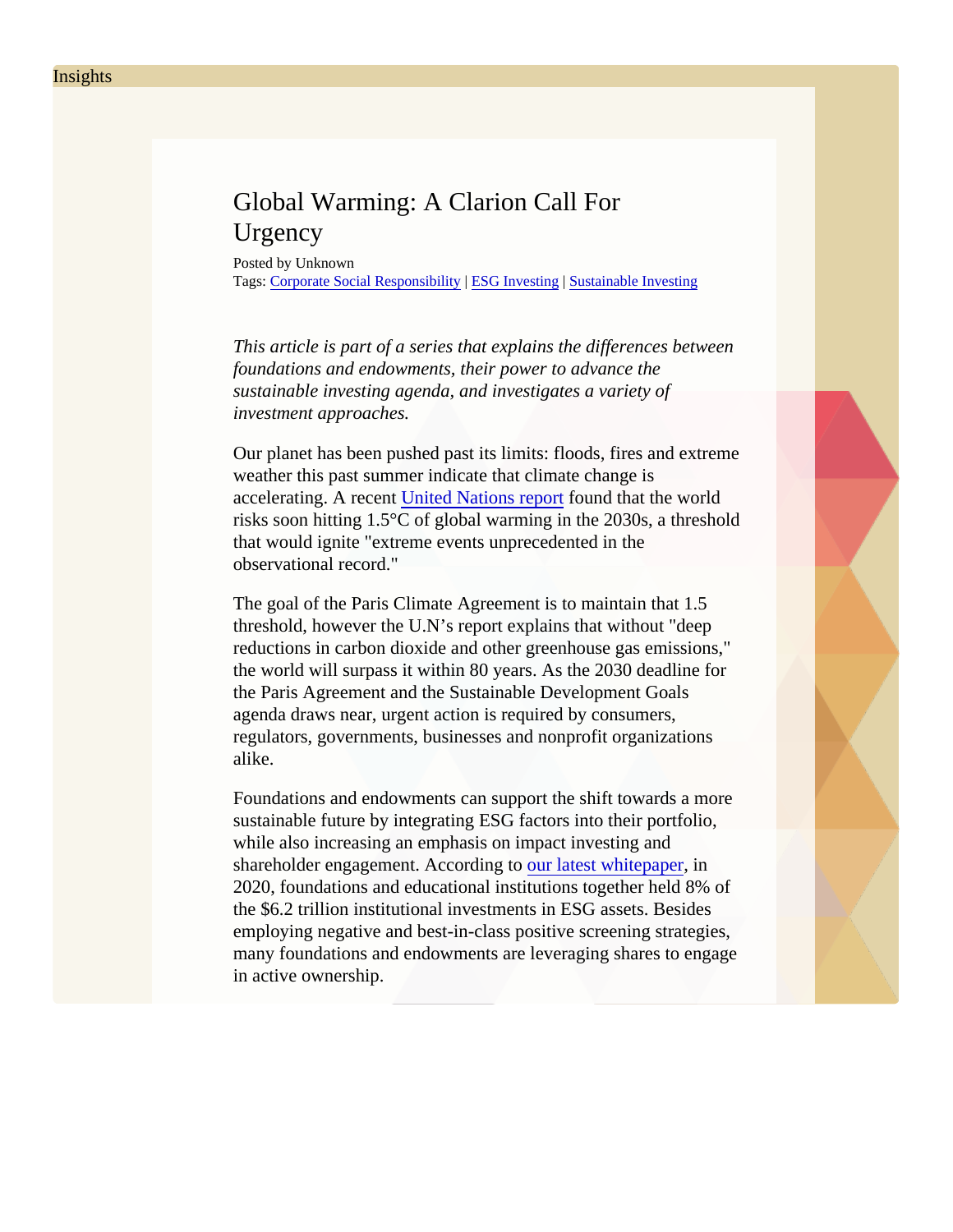Insights

# Global Warming: A Clarion Call For Urgency

Posted by Unknown
Tags: Corporate Social Responsibility | ESG Investing | Sustainable Investing

*This article is part of a series that explains the differences between foundations and endowments, their power to advance the sustainable investing agenda, and investigates a variety of investment approaches.*

Our planet has been pushed past its limits: floods, fires and extreme weather this past summer indicate that climate change is accelerating. A recent United Nations report found that the world risks soon hitting 1.5°C of global warming in the 2030s, a threshold that would ignite "extreme events unprecedented in the observational record."

The goal of the Paris Climate Agreement is to maintain that 1.5 threshold, however the U.N's report explains that without "deep reductions in carbon dioxide and other greenhouse gas emissions," the world will surpass it within 80 years. As the 2030 deadline for the Paris Agreement and the Sustainable Development Goals agenda draws near, urgent action is required by consumers, regulators, governments, businesses and nonprofit organizations alike.

Foundations and endowments can support the shift towards a more sustainable future by integrating ESG factors into their portfolio, while also increasing an emphasis on impact investing and shareholder engagement. According to our latest whitepaper, in 2020, foundations and educational institutions together held 8% of the $6.2 trillion institutional investments in ESG assets. Besides employing negative and best-in-class positive screening strategies, many foundations and endowments are leveraging shares to engage in active ownership.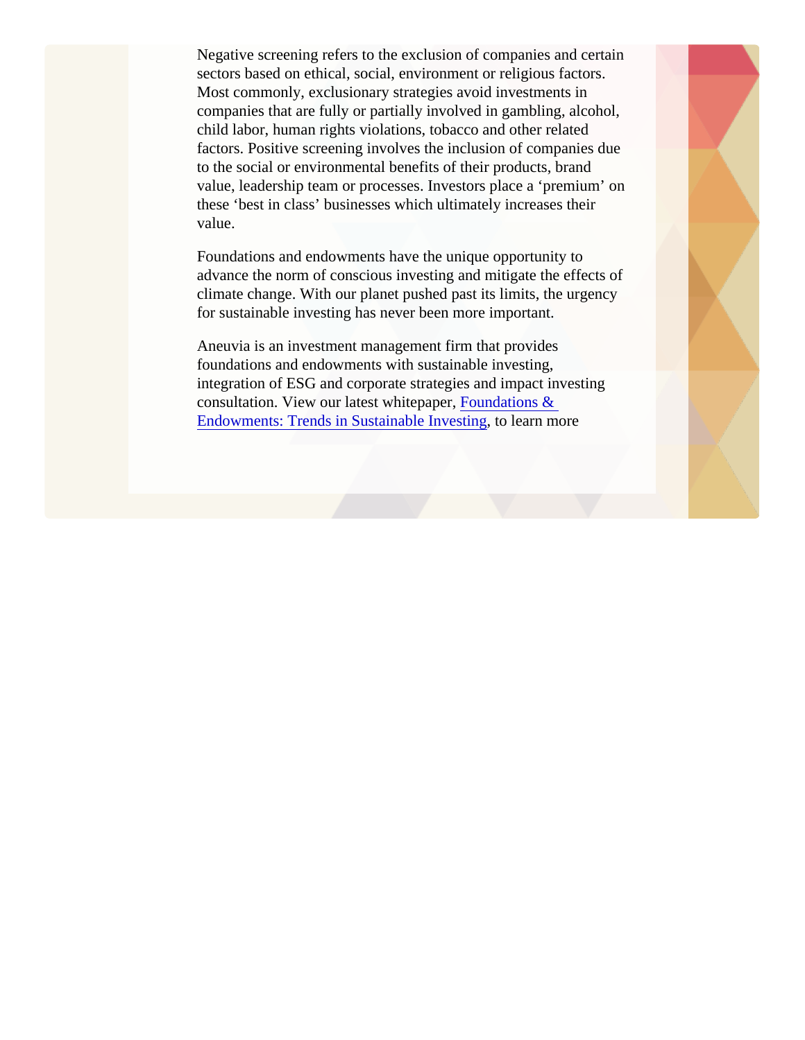Negative screening refers to the exclusion of companies and certain sectors based on ethical, social, environment or religious factors. Most commonly, exclusionary strategies avoid investments in companies that are fully or partially involved in gambling, alcohol, child labor, human rights violations, tobacco and other related factors. Positive screening involves the inclusion of companies due to the social or environmental benefits of their products, brand value, leadership team or processes. Investors place a 'premium' on these 'best in class' businesses which ultimately increases their value.

Foundations and endowments have the unique opportunity to advance the norm of conscious investing and mitigate the effects of climate change. With our planet pushed past its limits, the urgency for sustainable investing has never been more important.

Aneuvia is an investment management firm that provides foundations and endowments with sustainable investing, integration of ESG and corporate strategies and impact investing consultation. View our latest whitepaper, Foundations & Endowments: Trends in Sustainable Investing, to learn more